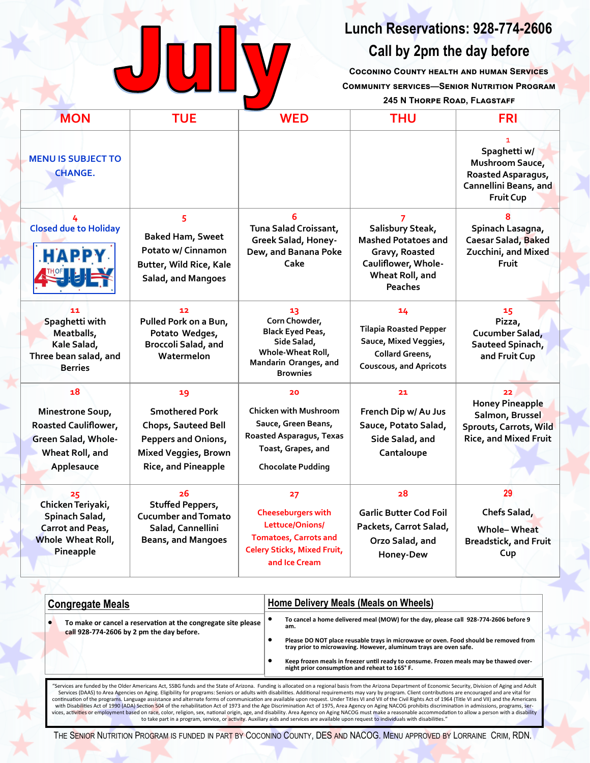# July

**Lunch Reservations: 928-774-2606**

**Call by 2pm the day before**

COCONINO COUNTY HEALTH AND HUMAN SERVICES

COMMUNITY SERVICES—SENIOR NUTRITION PROGRAM

245 N THORPE ROAD, FLAGSTAFF

| MON | TUE | WED | THU | FRI |
|---|---|---|---|---|
| MENU IS SUBJECT TO CHANGE. | | | | 1 Spaghetti w/ Mushroom Sauce, Roasted Asparagus, Cannellini Beans, and Fruit Cup |
| 4 Closed due to Holiday HAPPY 4TH OF JULY | 5 Baked Ham, Sweet Potato w/ Cinnamon Butter, Wild Rice, Kale Salad, and Mangoes | 6 Tuna Salad Croissant, Greek Salad, Honey-Dew, and Banana Poke Cake | 7 Salisbury Steak, Mashed Potatoes and Gravy, Roasted Cauliflower, Whole-Wheat Roll, and Peaches | 8 Spinach Lasagna, Caesar Salad, Baked Zucchini, and Mixed Fruit |
| 11 Spaghetti with Meatballs, Kale Salad, Three bean salad, and Berries | 12 Pulled Pork on a Bun, Potato Wedges, Broccoli Salad, and Watermelon | 13 Corn Chowder, Black Eyed Peas, Side Salad, Whole-Wheat Roll, Mandarin Oranges, and Brownies | 14 Tilapia Roasted Pepper Sauce, Mixed Veggies, Collard Greens, Couscous, and Apricots | 15 Pizza, Cucumber Salad, Sauteed Spinach, and Fruit Cup |
| 18 Minestrone Soup, Roasted Cauliflower, Green Salad, Whole-Wheat Roll, and Applesauce | 19 Smothered Pork Chops, Sauteed Bell Peppers and Onions, Mixed Veggies, Brown Rice, and Pineapple | 20 Chicken with Mushroom Sauce, Green Beans, Roasted Asparagus, Texas Toast, Grapes, and Chocolate Pudding | 21 French Dip w/ Au Jus Sauce, Potato Salad, Side Salad, and Cantaloupe | 22 Honey Pineapple Salmon, Brussel Sprouts, Carrots, Wild Rice, and Mixed Fruit |
| 25 Chicken Teriyaki, Spinach Salad, Carrot and Peas, Whole Wheat Roll, Pineapple | 26 Stuffed Peppers, Cucumber and Tomato Salad, Cannellini Beans, and Mangoes | 27 Cheeseburgers with Lettuce/Onions/ Tomatoes, Carrots and Celery Sticks, Mixed Fruit, and Ice Cream | 28 Garlic Butter Cod Foil Packets, Carrot Salad, Orzo Salad, and Honey-Dew | 29 Chefs Salad, Whole– Wheat Breadstick, and Fruit Cup |

## Congregate Meals

- **To make or cancel a reservation at the congregate site please call 928-774-2606 by 2 pm the day before.**

## Home Delivery Meals (Meals on Wheels)

- **To cancel a home delivered meal (MOW) for the day, please call 928-774-2606 before 9 am.**
- **Please DO NOT place reusable trays in microwave or oven. Food should be removed from tray prior to microwaving. However, aluminum trays are oven safe.**
- **Keep frozen meals in freezer until ready to consume. Frozen meals may be thawed over-night prior consumption and reheat to 165° F.**

"Services are funded by the Older Americans Act, SSBG funds and the State of Arizona. Funding is allocated on a regional basis from the Arizona Department of Economic Security, Division of Aging and Adult Services (DAAS) to Area Agencies on Aging. Eligibility for programs: Seniors or adults with disabilities. Additional requirements may vary by program. Client contributions are encouraged and are vital for continuation of the programs. Language assistance and alternate forms of communication are available upon request. Under Titles VI and VII of the Civil Rights Act of 1964 (Title VI and VII) and the Americans with Disabilities Act of 1990 (ADA) Section 504 of the rehabilitation Act of 1973 and the Age Discrimination Act of 1975, Area Agency on Aging NACOG prohibits discrimination in admissions, programs, services, activities or employment based on race, color, religion, sex, national origin, age, and disability. Area Agency on Aging NACOG must make a reasonable accommodation to allow a person with a disability to take part in a program, service, or activity. Auxiliary aids and services are available upon request to individuals with disabilities."

THE SENIOR NUTRITION PROGRAM IS FUNDED IN PART BY COCONINO COUNTY, DES AND NACOG. MENU APPROVED BY LORRAINE CRIM, RDN.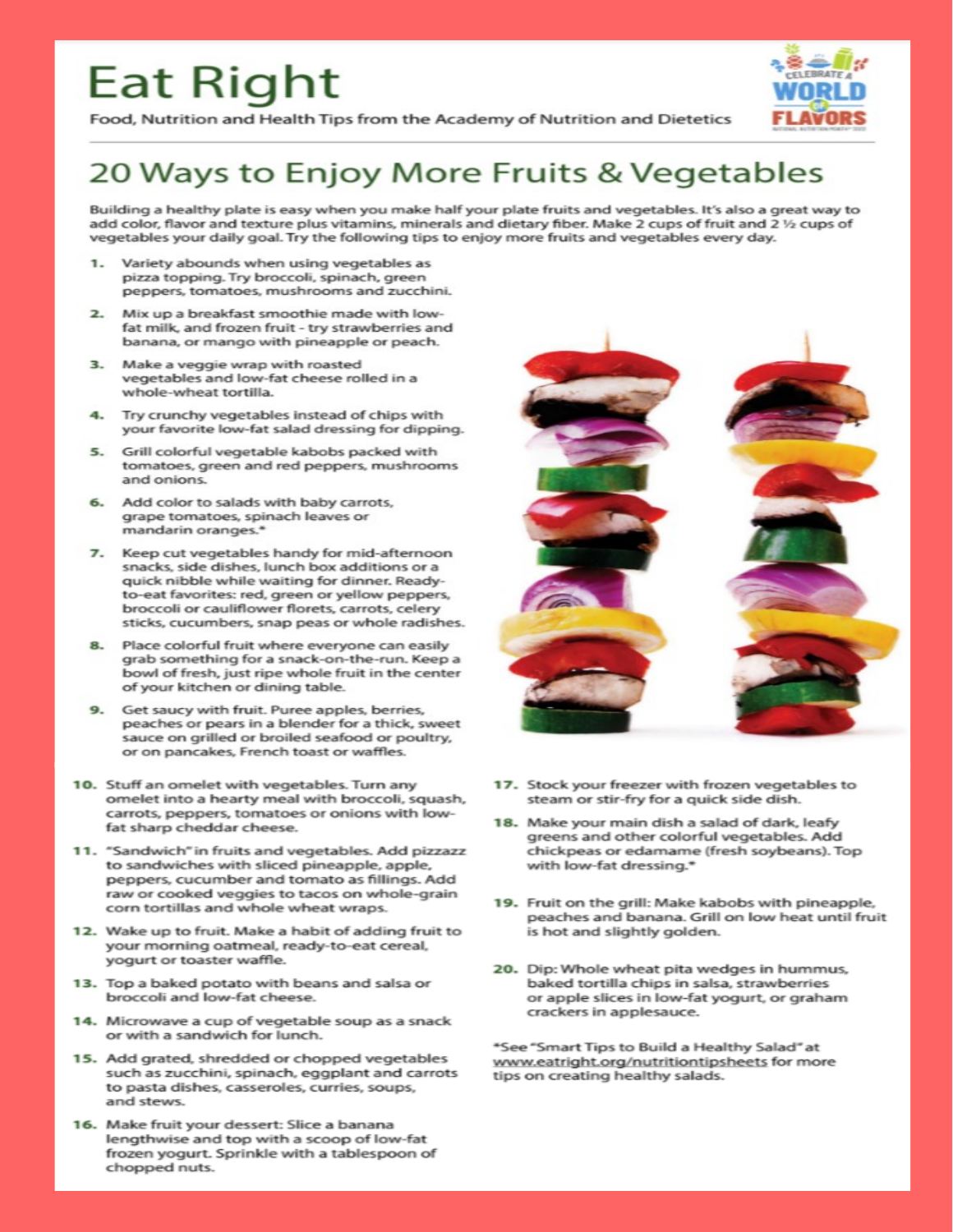# Eat Right

Food, Nutrition and Health Tips from the Academy of Nutrition and Dietetics

## 20 Ways to Enjoy More Fruits & Vegetables

Building a healthy plate is easy when you make half your plate fruits and vegetables. It's also a great way to add color, flavor and texture plus vitamins, minerals and dietary fiber. Make 2 cups of fruit and 2 ½ cups of vegetables your daily goal. Try the following tips to enjoy more fruits and vegetables every day.

1. Variety abounds when using vegetables as pizza topping. Try broccoli, spinach, green peppers, tomatoes, mushrooms and zucchini.
2. Mix up a breakfast smoothie made with low-fat milk, and frozen fruit - try strawberries and banana, or mango with pineapple or peach.
3. Make a veggie wrap with roasted vegetables and low-fat cheese rolled in a whole-wheat tortilla.
4. Try crunchy vegetables instead of chips with your favorite low-fat salad dressing for dipping.
5. Grill colorful vegetable kabobs packed with tomatoes, green and red peppers, mushrooms and onions.
6. Add color to salads with baby carrots, grape tomatoes, spinach leaves or mandarin oranges.*
7. Keep cut vegetables handy for mid-afternoon snacks, side dishes, lunch box additions or a quick nibble while waiting for dinner. Ready-to-eat favorites: red, green or yellow peppers, broccoli or cauliflower florets, carrots, celery sticks, cucumbers, snap peas or whole radishes.
8. Place colorful fruit where everyone can easily grab something for a snack-on-the-run. Keep a bowl of fresh, just ripe whole fruit in the center of your kitchen or dining table.
9. Get saucy with fruit. Puree apples, berries, peaches or pears in a blender for a thick, sweet sauce on grilled or broiled seafood or poultry, or on pancakes, French toast or waffles.
10. Stuff an omelet with vegetables. Turn any omelet into a hearty meal with broccoli, squash, carrots, peppers, tomatoes or onions with low-fat sharp cheddar cheese.
11. "Sandwich" in fruits and vegetables. Add pizzazz to sandwiches with sliced pineapple, apple, peppers, cucumber and tomato as fillings. Add raw or cooked veggies to tacos on whole-grain corn tortillas and whole wheat wraps.
12. Wake up to fruit. Make a habit of adding fruit to your morning oatmeal, ready-to-eat cereal, yogurt or toaster waffle.
13. Top a baked potato with beans and salsa or broccoli and low-fat cheese.
14. Microwave a cup of vegetable soup as a snack or with a sandwich for lunch.
15. Add grated, shredded or chopped vegetables such as zucchini, spinach, eggplant and carrots to pasta dishes, casseroles, curries, soups, and stews.
16. Make fruit your dessert: Slice a banana lengthwise and top with a scoop of low-fat frozen yogurt. Sprinkle with a tablespoon of chopped nuts.
17. Stock your freezer with frozen vegetables to steam or stir-fry for a quick side dish.
18. Make your main dish a salad of dark, leafy greens and other colorful vegetables. Add chickpeas or edamame (fresh soybeans). Top with low-fat dressing.*
19. Fruit on the grill: Make kabobs with pineapple, peaches and banana. Grill on low heat until fruit is hot and slightly golden.
20. Dip: Whole wheat pita wedges in hummus, baked tortilla chips in salsa, strawberries or apple slices in low-fat yogurt, or graham crackers in applesauce.

*See "Smart Tips to Build a Healthy Salad" at www.eatright.org/nutritiontipsheets for more tips on creating healthy salads.